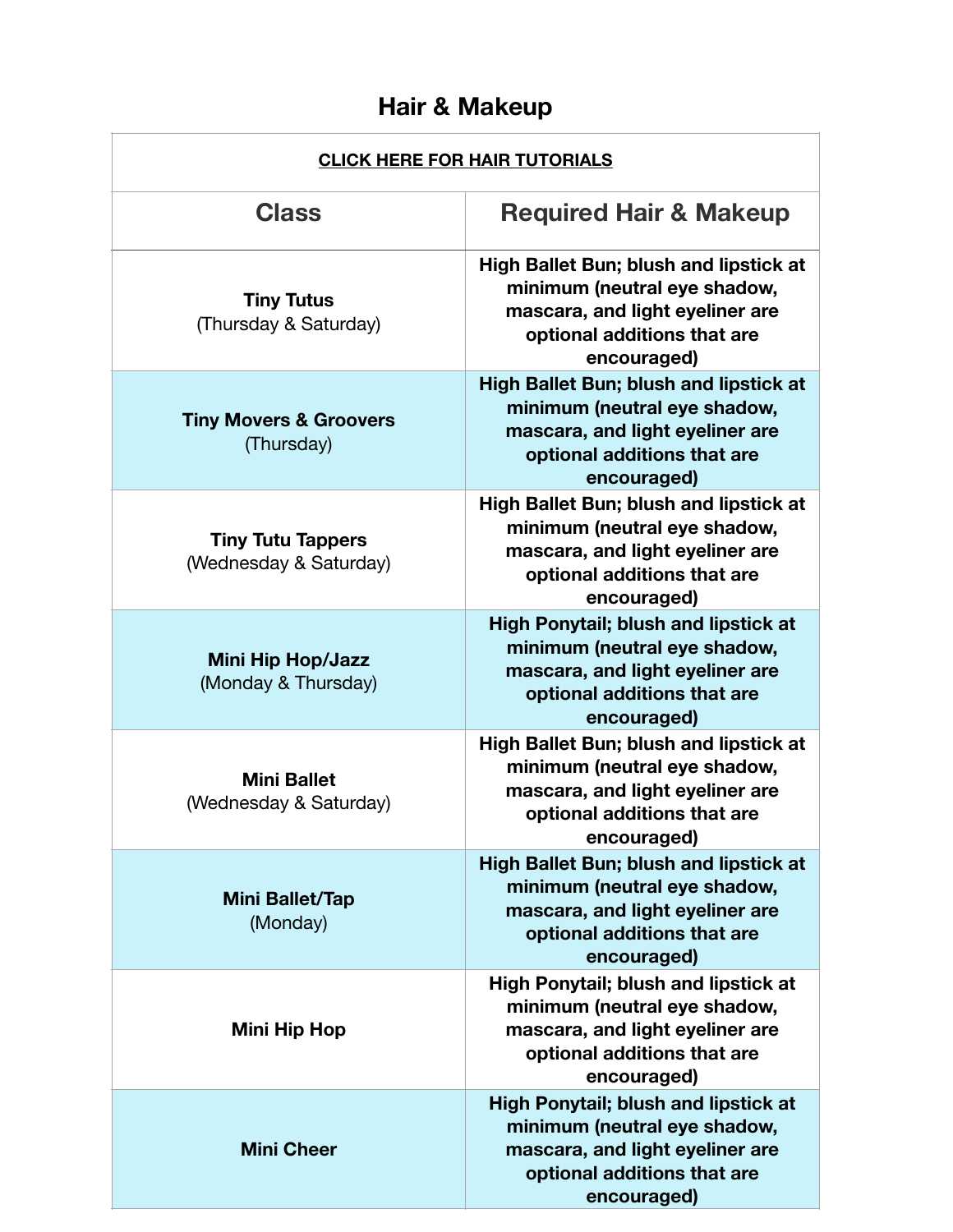# Hair & Makeup

| CLICK HERE FOR HAIR TUTORIALS | |
|---|---|
| **Class** | **Required Hair & Makeup** |
| **Tiny Tutus** (Thursday & Saturday) | **High Ballet Bun; blush and lipstick at minimum (neutral eye shadow, mascara, and light eyeliner are optional additions that are encouraged)** |
| **Tiny Movers & Groovers** (Thursday) | **High Ballet Bun; blush and lipstick at minimum (neutral eye shadow, mascara, and light eyeliner are optional additions that are encouraged)** |
| **Tiny Tutu Tappers** (Wednesday & Saturday) | **High Ballet Bun; blush and lipstick at minimum (neutral eye shadow, mascara, and light eyeliner are optional additions that are encouraged)** |
| **Mini Hip Hop/Jazz** (Monday & Thursday) | **High Ponytail; blush and lipstick at minimum (neutral eye shadow, mascara, and light eyeliner are optional additions that are encouraged)** |
| **Mini Ballet** (Wednesday & Saturday) | **High Ballet Bun; blush and lipstick at minimum (neutral eye shadow, mascara, and light eyeliner are optional additions that are encouraged)** |
| **Mini Ballet/Tap** (Monday) | **High Ballet Bun; blush and lipstick at minimum (neutral eye shadow, mascara, and light eyeliner are optional additions that are encouraged)** |
| **Mini Hip Hop** | **High Ponytail; blush and lipstick at minimum (neutral eye shadow, mascara, and light eyeliner are optional additions that are encouraged)** |
| **Mini Cheer** | **High Ponytail; blush and lipstick at minimum (neutral eye shadow, mascara, and light eyeliner are optional additions that are encouraged)** |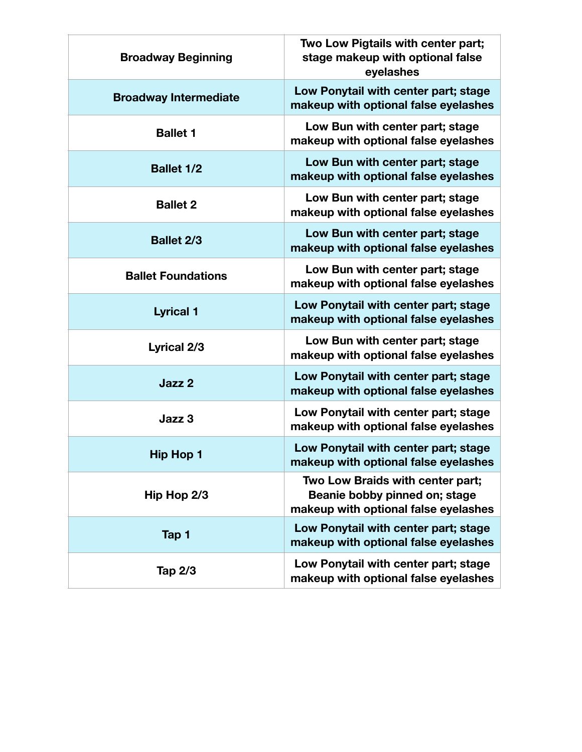| | |
|---|---|
| **Broadway Beginning** | **Two Low Pigtails with center part; stage makeup with optional false eyelashes** |
| **Broadway Intermediate** | **Low Ponytail with center part; stage makeup with optional false eyelashes** |
| **Ballet 1** | **Low Bun with center part; stage makeup with optional false eyelashes** |
| **Ballet 1/2** | **Low Bun with center part; stage makeup with optional false eyelashes** |
| **Ballet 2** | **Low Bun with center part; stage makeup with optional false eyelashes** |
| **Ballet 2/3** | **Low Bun with center part; stage makeup with optional false eyelashes** |
| **Ballet Foundations** | **Low Bun with center part; stage makeup with optional false eyelashes** |
| **Lyrical 1** | **Low Ponytail with center part; stage makeup with optional false eyelashes** |
| **Lyrical 2/3** | **Low Bun with center part; stage makeup with optional false eyelashes** |
| **Jazz 2** | **Low Ponytail with center part; stage makeup with optional false eyelashes** |
| **Jazz 3** | **Low Ponytail with center part; stage makeup with optional false eyelashes** |
| **Hip Hop 1** | **Low Ponytail with center part; stage makeup with optional false eyelashes** |
| **Hip Hop 2/3** | **Two Low Braids with center part; Beanie bobby pinned on; stage makeup with optional false eyelashes** |
| **Tap 1** | **Low Ponytail with center part; stage makeup with optional false eyelashes** |
| **Tap 2/3** | **Low Ponytail with center part; stage makeup with optional false eyelashes** |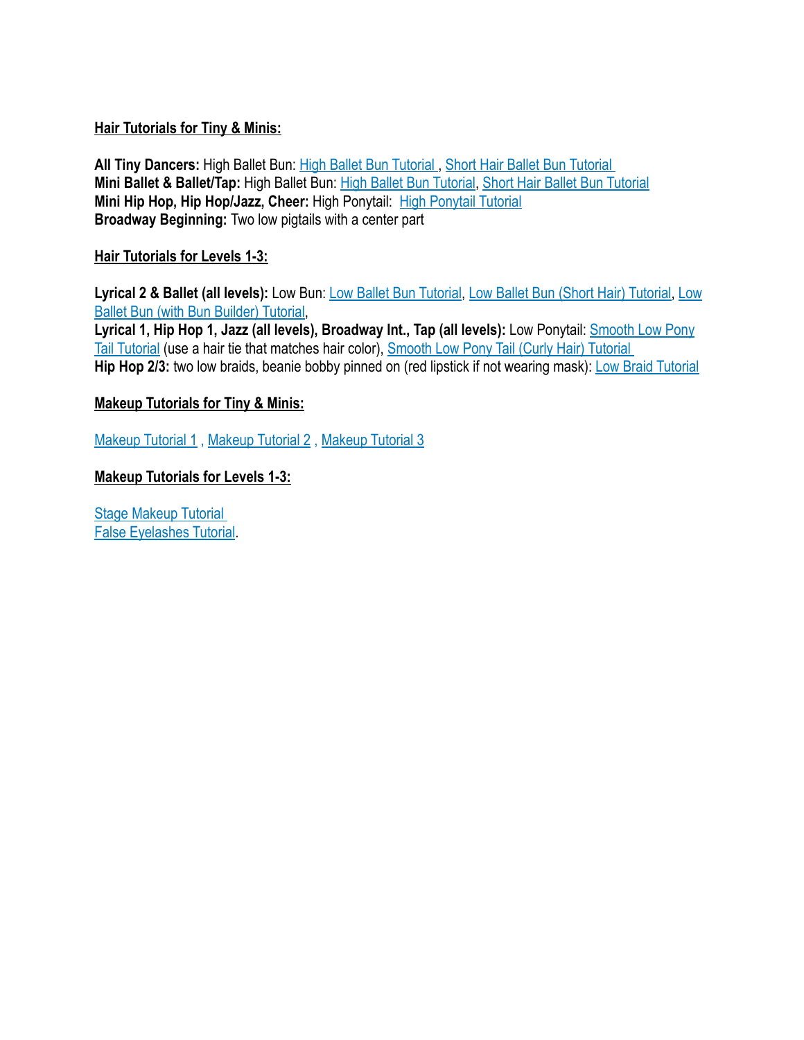**Hair Tutorials for Tiny & Minis:**

**All Tiny Dancers:** High Ballet Bun: High Ballet Bun Tutorial , Short Hair Ballet Bun Tutorial
**Mini Ballet & Ballet/Tap:** High Ballet Bun: High Ballet Bun Tutorial, Short Hair Ballet Bun Tutorial
**Mini Hip Hop, Hip Hop/Jazz, Cheer:** High Ponytail: High Ponytail Tutorial
**Broadway Beginning:** Two low pigtails with a center part

**Hair Tutorials for Levels 1-3:**

**Lyrical 2 & Ballet (all levels):** Low Bun: Low Ballet Bun Tutorial, Low Ballet Bun (Short Hair) Tutorial, Low Ballet Bun (with Bun Builder) Tutorial,
**Lyrical 1, Hip Hop 1, Jazz (all levels), Broadway Int., Tap (all levels):** Low Ponytail: Smooth Low Pony Tail Tutorial (use a hair tie that matches hair color), Smooth Low Pony Tail (Curly Hair) Tutorial
**Hip Hop 2/3:** two low braids, beanie bobby pinned on (red lipstick if not wearing mask): Low Braid Tutorial

**Makeup Tutorials for Tiny & Minis:**

Makeup Tutorial 1 , Makeup Tutorial 2 , Makeup Tutorial 3

**Makeup Tutorials for Levels 1-3:**

Stage Makeup Tutorial
False Eyelashes Tutorial.